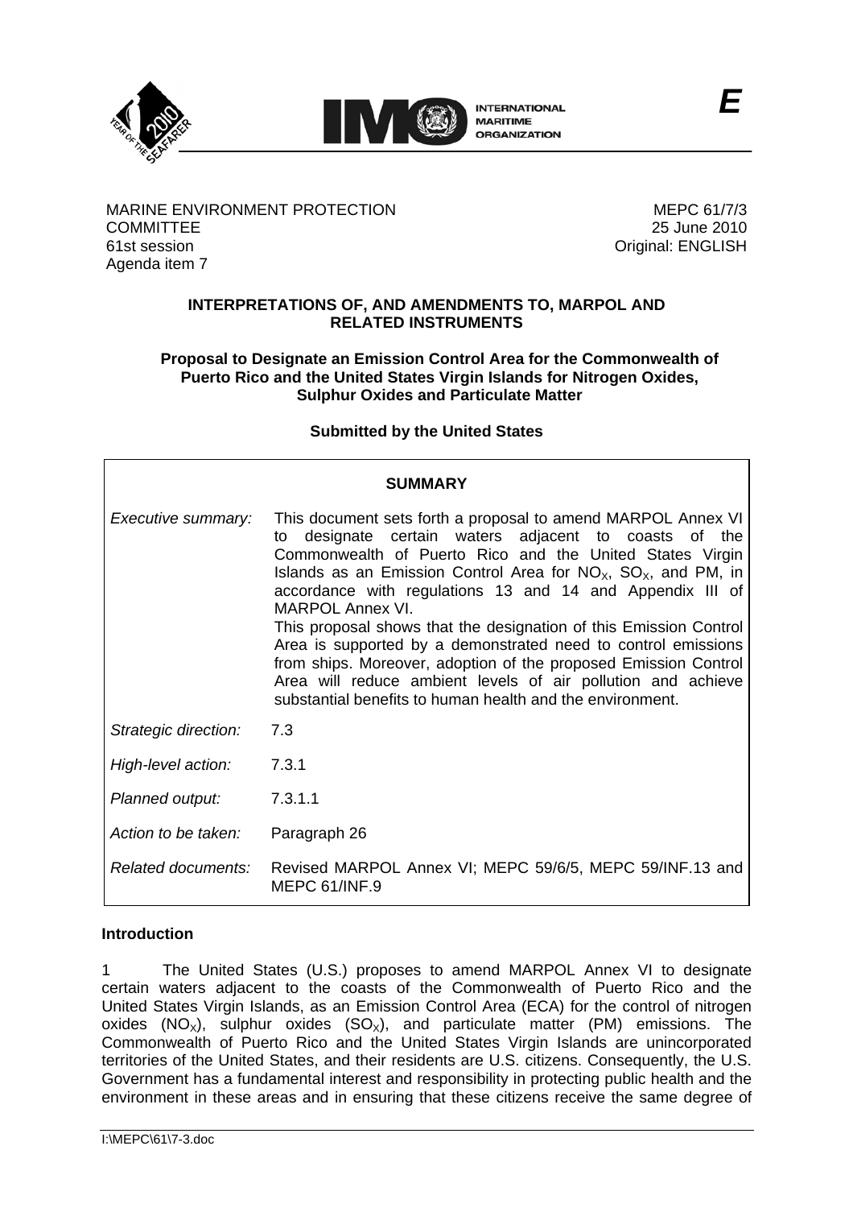MARINE ENVIRONMENT PROTECTION COMMITTEE
61st session
Agenda item 7

MEPC 61/7/3
25 June 2010
Original: ENGLISH

**INTERPRETATIONS OF, AND AMENDMENTS TO, MARPOL AND RELATED INSTRUMENTS**

**Proposal to Designate an Emission Control Area for the Commonwealth of Puerto Rico and the United States Virgin Islands for Nitrogen Oxides, Sulphur Oxides and Particulate Matter**

**Submitted by the United States**

| **SUMMARY** | |
|---|---|
| *Executive summary:* | This document sets forth a proposal to amend MARPOL Annex VI to designate certain waters adjacent to coasts of the Commonwealth of Puerto Rico and the United States Virgin Islands as an Emission Control Area for $NO_X$, $SO_X$, and PM, in accordance with regulations 13 and 14 and Appendix III of MARPOL Annex VI. This proposal shows that the designation of this Emission Control Area is supported by a demonstrated need to control emissions from ships. Moreover, adoption of the proposed Emission Control Area will reduce ambient levels of air pollution and achieve substantial benefits to human health and the environment. |
| *Strategic direction:* | 7.3 |
| *High-level action:* | 7.3.1 |
| *Planned output:* | 7.3.1.1 |
| *Action to be taken:* | Paragraph 26 |
| *Related documents:* | Revised MARPOL Annex VI; MEPC 59/6/5, MEPC 59/INF.13 and MEPC 61/INF.9 |

**Introduction**

1 The United States (U.S.) proposes to amend MARPOL Annex VI to designate certain waters adjacent to the coasts of the Commonwealth of Puerto Rico and the United States Virgin Islands, as an Emission Control Area (ECA) for the control of nitrogen oxides ($NO_X$), sulphur oxides ($SO_X$), and particulate matter (PM) emissions. The Commonwealth of Puerto Rico and the United States Virgin Islands are unincorporated territories of the United States, and their residents are U.S. citizens. Consequently, the U.S. Government has a fundamental interest and responsibility in protecting public health and the environment in these areas and in ensuring that these citizens receive the same degree of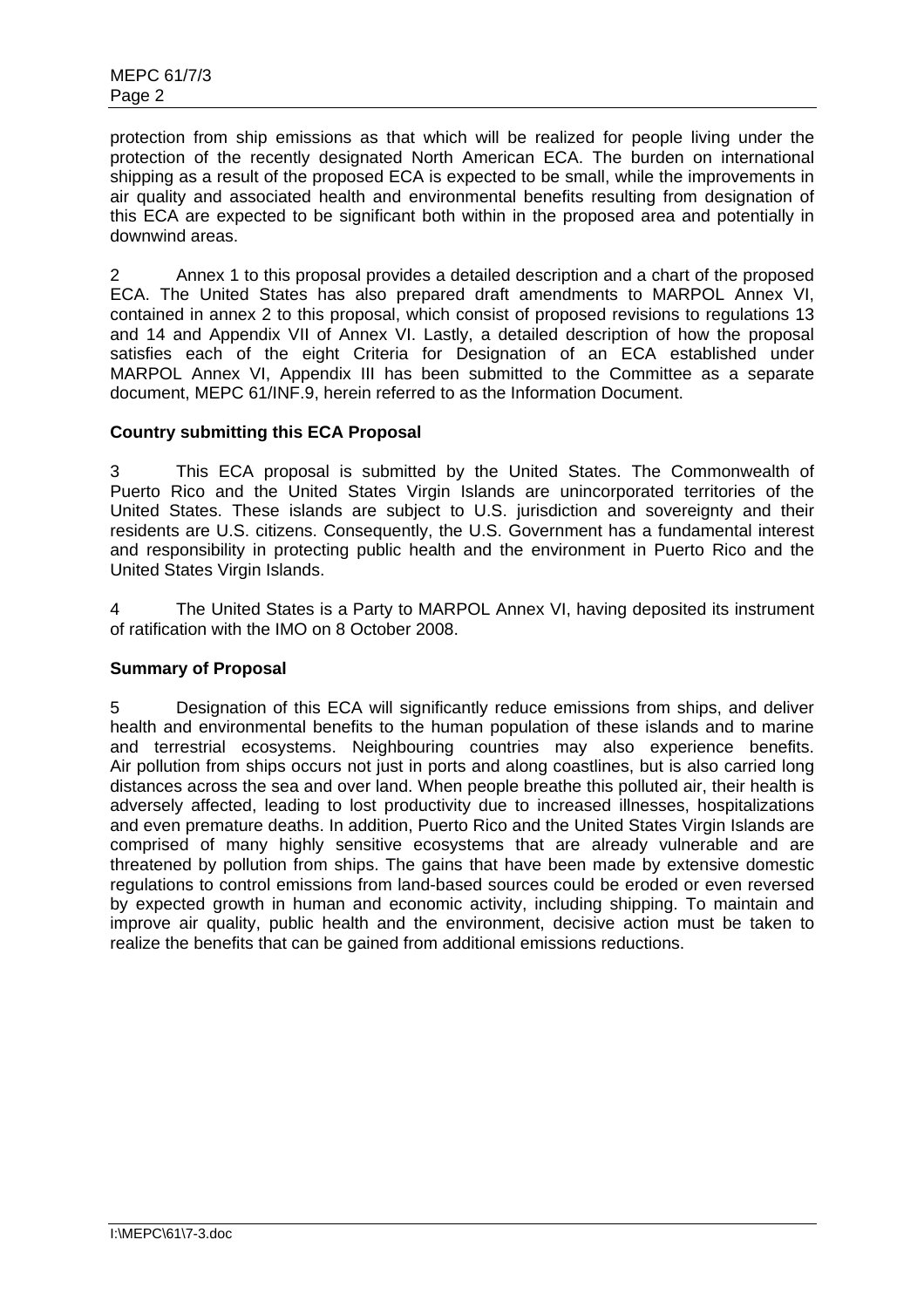protection from ship emissions as that which will be realized for people living under the protection of the recently designated North American ECA. The burden on international shipping as a result of the proposed ECA is expected to be small, while the improvements in air quality and associated health and environmental benefits resulting from designation of this ECA are expected to be significant both within in the proposed area and potentially in downwind areas.

2 Annex 1 to this proposal provides a detailed description and a chart of the proposed ECA. The United States has also prepared draft amendments to MARPOL Annex VI, contained in annex 2 to this proposal, which consist of proposed revisions to regulations 13 and 14 and Appendix VII of Annex VI. Lastly, a detailed description of how the proposal satisfies each of the eight Criteria for Designation of an ECA established under MARPOL Annex VI, Appendix III has been submitted to the Committee as a separate document, MEPC 61/INF.9, herein referred to as the Information Document.

**Country submitting this ECA Proposal**

3 This ECA proposal is submitted by the United States. The Commonwealth of Puerto Rico and the United States Virgin Islands are unincorporated territories of the United States. These islands are subject to U.S. jurisdiction and sovereignty and their residents are U.S. citizens. Consequently, the U.S. Government has a fundamental interest and responsibility in protecting public health and the environment in Puerto Rico and the United States Virgin Islands.

4 The United States is a Party to MARPOL Annex VI, having deposited its instrument of ratification with the IMO on 8 October 2008.

**Summary of Proposal**

5 Designation of this ECA will significantly reduce emissions from ships, and deliver health and environmental benefits to the human population of these islands and to marine and terrestrial ecosystems. Neighbouring countries may also experience benefits. Air pollution from ships occurs not just in ports and along coastlines, but is also carried long distances across the sea and over land. When people breathe this polluted air, their health is adversely affected, leading to lost productivity due to increased illnesses, hospitalizations and even premature deaths. In addition, Puerto Rico and the United States Virgin Islands are comprised of many highly sensitive ecosystems that are already vulnerable and are threatened by pollution from ships. The gains that have been made by extensive domestic regulations to control emissions from land-based sources could be eroded or even reversed by expected growth in human and economic activity, including shipping. To maintain and improve air quality, public health and the environment, decisive action must be taken to realize the benefits that can be gained from additional emissions reductions.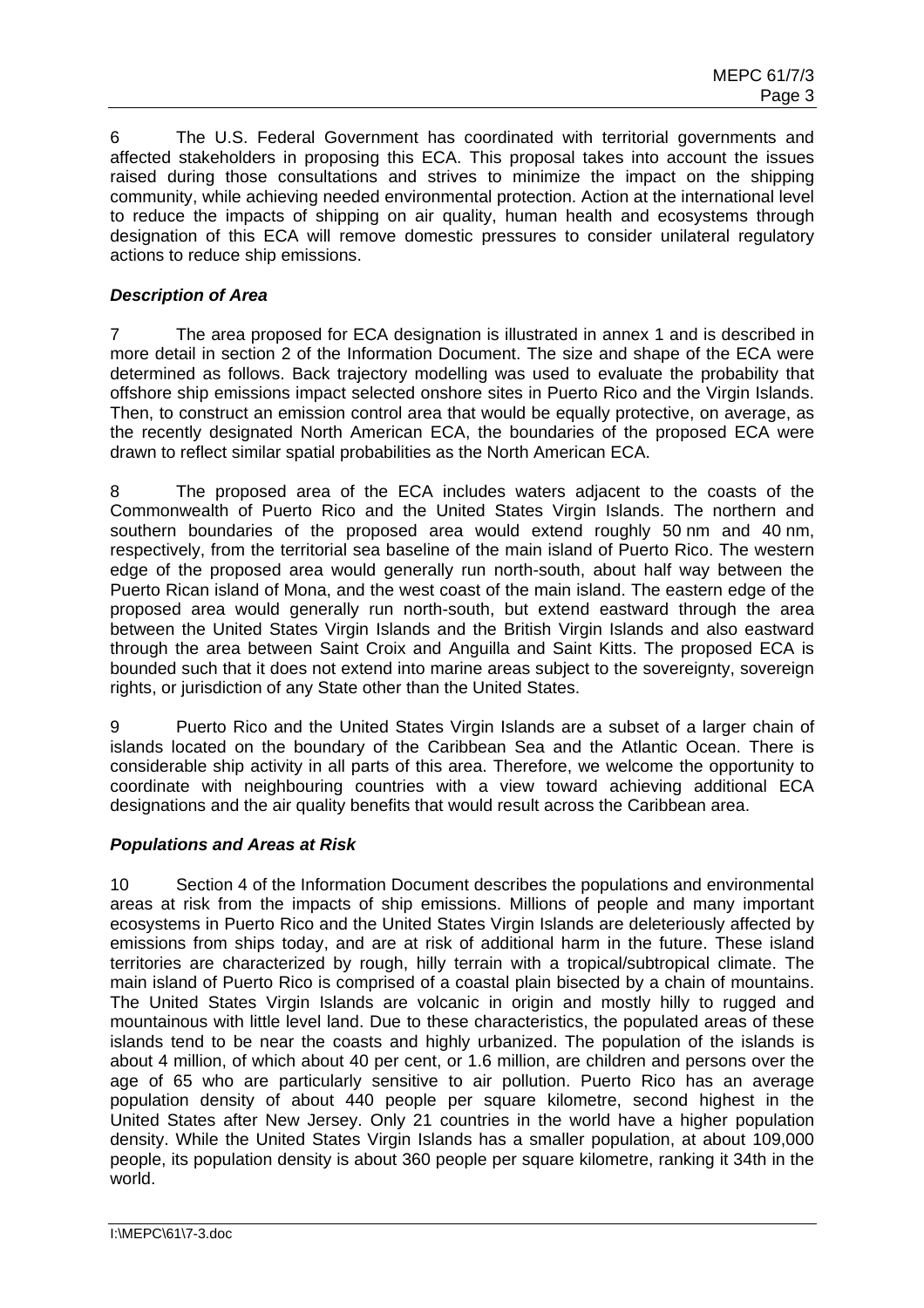6 The U.S. Federal Government has coordinated with territorial governments and affected stakeholders in proposing this ECA. This proposal takes into account the issues raised during those consultations and strives to minimize the impact on the shipping community, while achieving needed environmental protection. Action at the international level to reduce the impacts of shipping on air quality, human health and ecosystems through designation of this ECA will remove domestic pressures to consider unilateral regulatory actions to reduce ship emissions.

### *Description of Area*

7 The area proposed for ECA designation is illustrated in annex 1 and is described in more detail in section 2 of the Information Document. The size and shape of the ECA were determined as follows. Back trajectory modelling was used to evaluate the probability that offshore ship emissions impact selected onshore sites in Puerto Rico and the Virgin Islands. Then, to construct an emission control area that would be equally protective, on average, as the recently designated North American ECA, the boundaries of the proposed ECA were drawn to reflect similar spatial probabilities as the North American ECA.

8 The proposed area of the ECA includes waters adjacent to the coasts of the Commonwealth of Puerto Rico and the United States Virgin Islands. The northern and southern boundaries of the proposed area would extend roughly 50 nm and 40 nm, respectively, from the territorial sea baseline of the main island of Puerto Rico. The western edge of the proposed area would generally run north-south, about half way between the Puerto Rican island of Mona, and the west coast of the main island. The eastern edge of the proposed area would generally run north-south, but extend eastward through the area between the United States Virgin Islands and the British Virgin Islands and also eastward through the area between Saint Croix and Anguilla and Saint Kitts. The proposed ECA is bounded such that it does not extend into marine areas subject to the sovereignty, sovereign rights, or jurisdiction of any State other than the United States.

9 Puerto Rico and the United States Virgin Islands are a subset of a larger chain of islands located on the boundary of the Caribbean Sea and the Atlantic Ocean. There is considerable ship activity in all parts of this area. Therefore, we welcome the opportunity to coordinate with neighbouring countries with a view toward achieving additional ECA designations and the air quality benefits that would result across the Caribbean area.

### *Populations and Areas at Risk*

10 Section 4 of the Information Document describes the populations and environmental areas at risk from the impacts of ship emissions. Millions of people and many important ecosystems in Puerto Rico and the United States Virgin Islands are deleteriously affected by emissions from ships today, and are at risk of additional harm in the future. These island territories are characterized by rough, hilly terrain with a tropical/subtropical climate. The main island of Puerto Rico is comprised of a coastal plain bisected by a chain of mountains. The United States Virgin Islands are volcanic in origin and mostly hilly to rugged and mountainous with little level land. Due to these characteristics, the populated areas of these islands tend to be near the coasts and highly urbanized. The population of the islands is about 4 million, of which about 40 per cent, or 1.6 million, are children and persons over the age of 65 who are particularly sensitive to air pollution. Puerto Rico has an average population density of about 440 people per square kilometre, second highest in the United States after New Jersey. Only 21 countries in the world have a higher population density. While the United States Virgin Islands has a smaller population, at about 109,000 people, its population density is about 360 people per square kilometre, ranking it 34th in the world.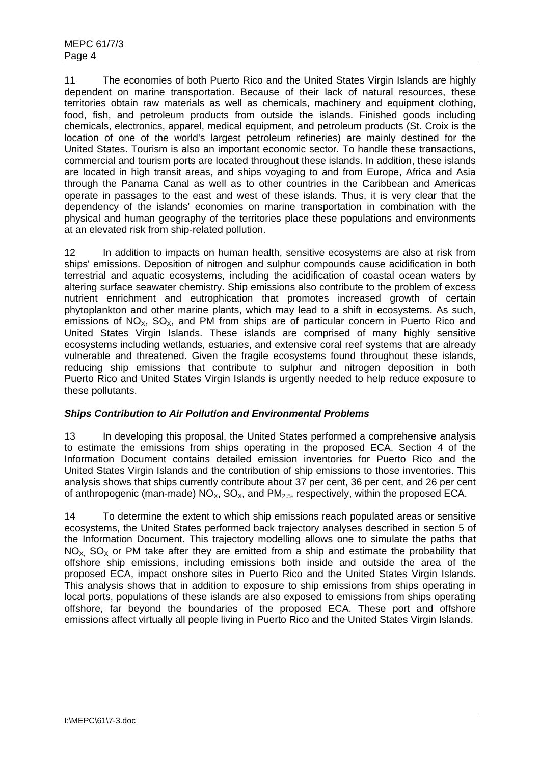11 The economies of both Puerto Rico and the United States Virgin Islands are highly dependent on marine transportation. Because of their lack of natural resources, these territories obtain raw materials as well as chemicals, machinery and equipment clothing, food, fish, and petroleum products from outside the islands. Finished goods including chemicals, electronics, apparel, medical equipment, and petroleum products (St. Croix is the location of one of the world's largest petroleum refineries) are mainly destined for the United States. Tourism is also an important economic sector. To handle these transactions, commercial and tourism ports are located throughout these islands. In addition, these islands are located in high transit areas, and ships voyaging to and from Europe, Africa and Asia through the Panama Canal as well as to other countries in the Caribbean and Americas operate in passages to the east and west of these islands. Thus, it is very clear that the dependency of the islands' economies on marine transportation in combination with the physical and human geography of the territories place these populations and environments at an elevated risk from ship-related pollution.

12 In addition to impacts on human health, sensitive ecosystems are also at risk from ships' emissions. Deposition of nitrogen and sulphur compounds cause acidification in both terrestrial and aquatic ecosystems, including the acidification of coastal ocean waters by altering surface seawater chemistry. Ship emissions also contribute to the problem of excess nutrient enrichment and eutrophication that promotes increased growth of certain phytoplankton and other marine plants, which may lead to a shift in ecosystems. As such, emissions of $NO_X$, $SO_X$, and PM from ships are of particular concern in Puerto Rico and United States Virgin Islands. These islands are comprised of many highly sensitive ecosystems including wetlands, estuaries, and extensive coral reef systems that are already vulnerable and threatened. Given the fragile ecosystems found throughout these islands, reducing ship emissions that contribute to sulphur and nitrogen deposition in both Puerto Rico and United States Virgin Islands is urgently needed to help reduce exposure to these pollutants.

***Ships Contribution to Air Pollution and Environmental Problems***

13 In developing this proposal, the United States performed a comprehensive analysis to estimate the emissions from ships operating in the proposed ECA. Section 4 of the Information Document contains detailed emission inventories for Puerto Rico and the United States Virgin Islands and the contribution of ship emissions to those inventories. This analysis shows that ships currently contribute about 37 per cent, 36 per cent, and 26 per cent of anthropogenic (man-made) $NO_X$, $SO_X$, and $PM_{2.5}$, respectively, within the proposed ECA.

14 To determine the extent to which ship emissions reach populated areas or sensitive ecosystems, the United States performed back trajectory analyses described in section 5 of the Information Document. This trajectory modelling allows one to simulate the paths that $NO_X$, $SO_X$ or PM take after they are emitted from a ship and estimate the probability that offshore ship emissions, including emissions both inside and outside the area of the proposed ECA, impact onshore sites in Puerto Rico and the United States Virgin Islands. This analysis shows that in addition to exposure to ship emissions from ships operating in local ports, populations of these islands are also exposed to emissions from ships operating offshore, far beyond the boundaries of the proposed ECA. These port and offshore emissions affect virtually all people living in Puerto Rico and the United States Virgin Islands.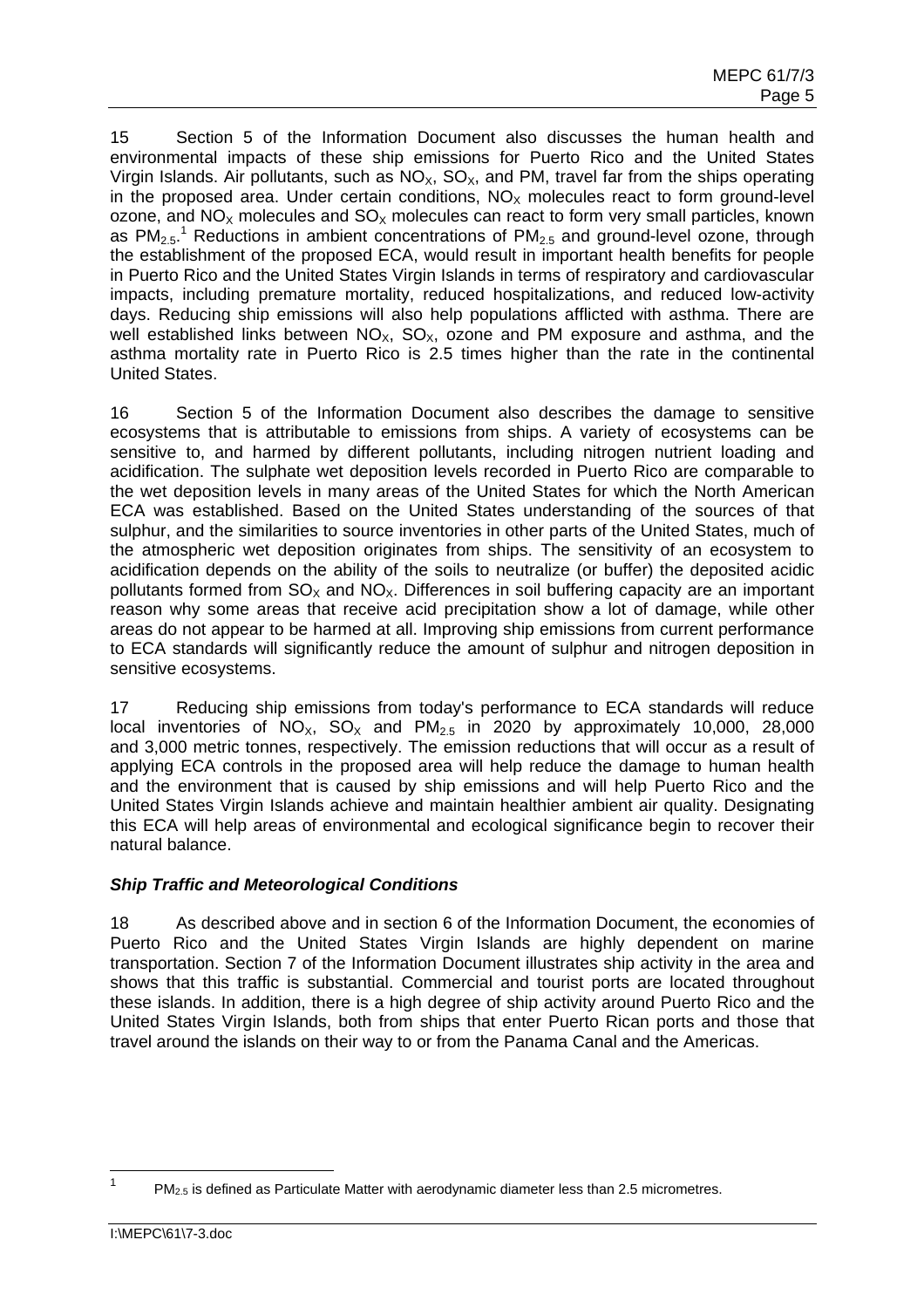15 Section 5 of the Information Document also discusses the human health and environmental impacts of these ship emissions for Puerto Rico and the United States Virgin Islands. Air pollutants, such as $NO_X$, $SO_X$, and PM, travel far from the ships operating in the proposed area. Under certain conditions, $NO_X$ molecules react to form ground-level ozone, and $NO_X$ molecules and $SO_X$ molecules can react to form very small particles, known as $PM_{2.5}$.[1] Reductions in ambient concentrations of $PM_{2.5}$ and ground-level ozone, through the establishment of the proposed ECA, would result in important health benefits for people in Puerto Rico and the United States Virgin Islands in terms of respiratory and cardiovascular impacts, including premature mortality, reduced hospitalizations, and reduced low-activity days. Reducing ship emissions will also help populations afflicted with asthma. There are well established links between $NO_X$, $SO_X$, ozone and PM exposure and asthma, and the asthma mortality rate in Puerto Rico is 2.5 times higher than the rate in the continental United States.

16 Section 5 of the Information Document also describes the damage to sensitive ecosystems that is attributable to emissions from ships. A variety of ecosystems can be sensitive to, and harmed by different pollutants, including nitrogen nutrient loading and acidification. The sulphate wet deposition levels recorded in Puerto Rico are comparable to the wet deposition levels in many areas of the United States for which the North American ECA was established. Based on the United States understanding of the sources of that sulphur, and the similarities to source inventories in other parts of the United States, much of the atmospheric wet deposition originates from ships. The sensitivity of an ecosystem to acidification depends on the ability of the soils to neutralize (or buffer) the deposited acidic pollutants formed from $SO_X$ and $NO_X$. Differences in soil buffering capacity are an important reason why some areas that receive acid precipitation show a lot of damage, while other areas do not appear to be harmed at all. Improving ship emissions from current performance to ECA standards will significantly reduce the amount of sulphur and nitrogen deposition in sensitive ecosystems.

17 Reducing ship emissions from today's performance to ECA standards will reduce local inventories of $NO_X$, $SO_X$ and $PM_{2.5}$ in 2020 by approximately 10,000, 28,000 and 3,000 metric tonnes, respectively. The emission reductions that will occur as a result of applying ECA controls in the proposed area will help reduce the damage to human health and the environment that is caused by ship emissions and will help Puerto Rico and the United States Virgin Islands achieve and maintain healthier ambient air quality. Designating this ECA will help areas of environmental and ecological significance begin to recover their natural balance.

### *Ship Traffic and Meteorological Conditions*

18 As described above and in section 6 of the Information Document, the economies of Puerto Rico and the United States Virgin Islands are highly dependent on marine transportation. Section 7 of the Information Document illustrates ship activity in the area and shows that this traffic is substantial. Commercial and tourist ports are located throughout these islands. In addition, there is a high degree of ship activity around Puerto Rico and the United States Virgin Islands, both from ships that enter Puerto Rican ports and those that travel around the islands on their way to or from the Panama Canal and the Americas.

---

[1] $PM_{2.5}$ is defined as Particulate Matter with aerodynamic diameter less than 2.5 micrometres.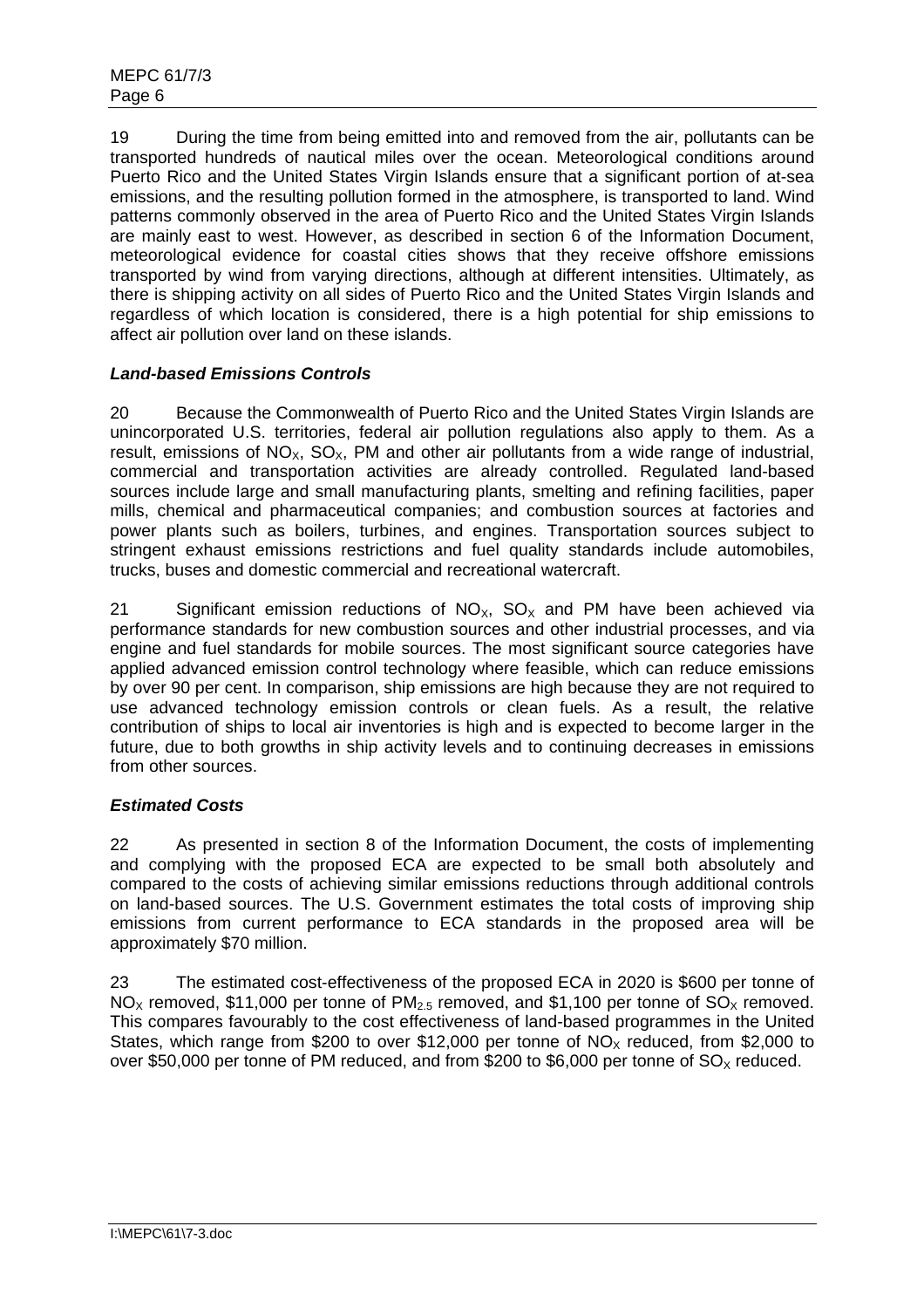19 During the time from being emitted into and removed from the air, pollutants can be transported hundreds of nautical miles over the ocean. Meteorological conditions around Puerto Rico and the United States Virgin Islands ensure that a significant portion of at-sea emissions, and the resulting pollution formed in the atmosphere, is transported to land. Wind patterns commonly observed in the area of Puerto Rico and the United States Virgin Islands are mainly east to west. However, as described in section 6 of the Information Document, meteorological evidence for coastal cities shows that they receive offshore emissions transported by wind from varying directions, although at different intensities. Ultimately, as there is shipping activity on all sides of Puerto Rico and the United States Virgin Islands and regardless of which location is considered, there is a high potential for ship emissions to affect air pollution over land on these islands.

### *Land-based Emissions Controls*

20 Because the Commonwealth of Puerto Rico and the United States Virgin Islands are unincorporated U.S. territories, federal air pollution regulations also apply to them. As a result, emissions of $NO_X$, $SO_X$, PM and other air pollutants from a wide range of industrial, commercial and transportation activities are already controlled. Regulated land-based sources include large and small manufacturing plants, smelting and refining facilities, paper mills, chemical and pharmaceutical companies; and combustion sources at factories and power plants such as boilers, turbines, and engines. Transportation sources subject to stringent exhaust emissions restrictions and fuel quality standards include automobiles, trucks, buses and domestic commercial and recreational watercraft.

21 Significant emission reductions of $NO_X$, $SO_X$ and PM have been achieved via performance standards for new combustion sources and other industrial processes, and via engine and fuel standards for mobile sources. The most significant source categories have applied advanced emission control technology where feasible, which can reduce emissions by over 90 per cent. In comparison, ship emissions are high because they are not required to use advanced technology emission controls or clean fuels. As a result, the relative contribution of ships to local air inventories is high and is expected to become larger in the future, due to both growths in ship activity levels and to continuing decreases in emissions from other sources.

### *Estimated Costs*

22 As presented in section 8 of the Information Document, the costs of implementing and complying with the proposed ECA are expected to be small both absolutely and compared to the costs of achieving similar emissions reductions through additional controls on land-based sources. The U.S. Government estimates the total costs of improving ship emissions from current performance to ECA standards in the proposed area will be approximately $70 million.

23 The estimated cost-effectiveness of the proposed ECA in 2020 is $600 per tonne of $NO_X$ removed, $11,000 per tonne of $PM_{2.5}$ removed, and $1,100 per tonne of $SO_X$ removed. This compares favourably to the cost effectiveness of land-based programmes in the United States, which range from $200 to over $12,000 per tonne of $NO_X$ reduced, from $2,000 to over $50,000 per tonne of PM reduced, and from $200 to $6,000 per tonne of $SO_X$ reduced.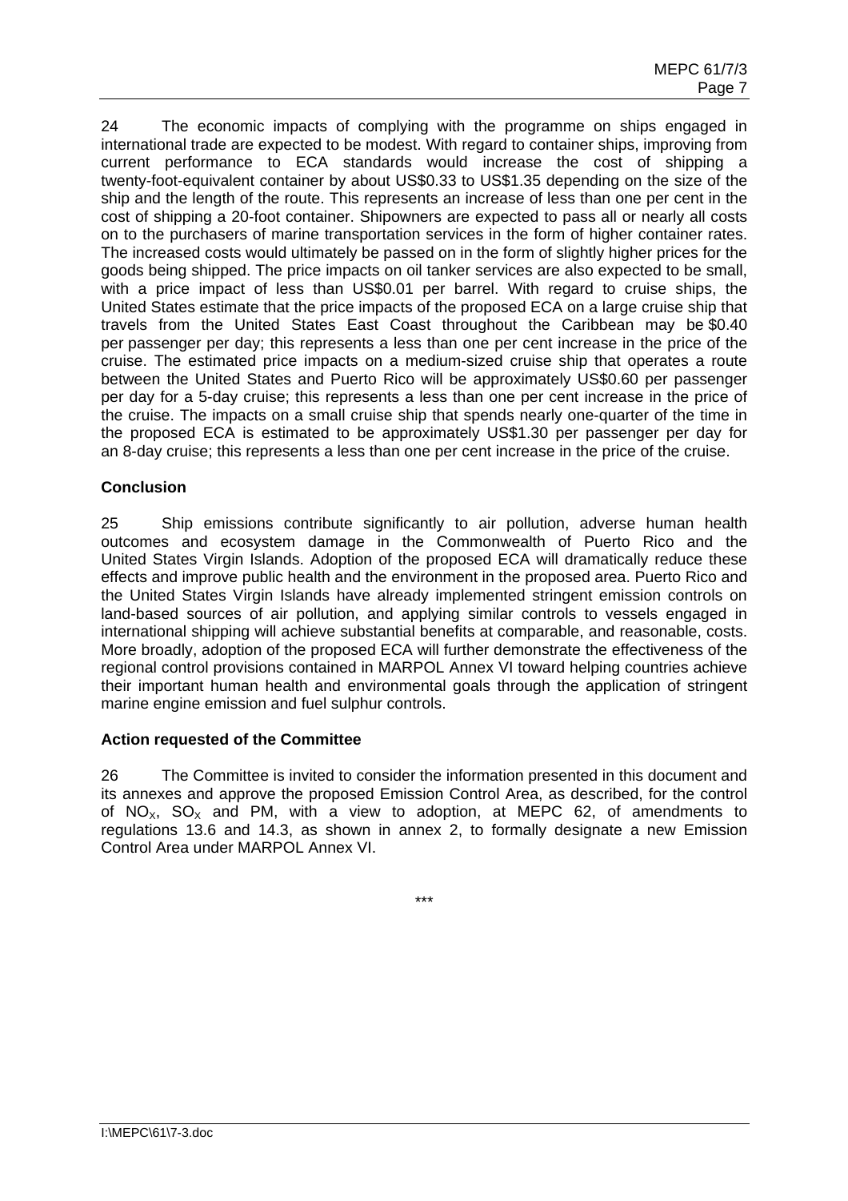24 The economic impacts of complying with the programme on ships engaged in international trade are expected to be modest. With regard to container ships, improving from current performance to ECA standards would increase the cost of shipping a twenty-foot-equivalent container by about US$0.33 to US$1.35 depending on the size of the ship and the length of the route. This represents an increase of less than one per cent in the cost of shipping a 20-foot container. Shipowners are expected to pass all or nearly all costs on to the purchasers of marine transportation services in the form of higher container rates. The increased costs would ultimately be passed on in the form of slightly higher prices for the goods being shipped. The price impacts on oil tanker services are also expected to be small, with a price impact of less than US$0.01 per barrel. With regard to cruise ships, the United States estimate that the price impacts of the proposed ECA on a large cruise ship that travels from the United States East Coast throughout the Caribbean may be $0.40 per passenger per day; this represents a less than one per cent increase in the price of the cruise. The estimated price impacts on a medium-sized cruise ship that operates a route between the United States and Puerto Rico will be approximately US$0.60 per passenger per day for a 5-day cruise; this represents a less than one per cent increase in the price of the cruise. The impacts on a small cruise ship that spends nearly one-quarter of the time in the proposed ECA is estimated to be approximately US$1.30 per passenger per day for an 8-day cruise; this represents a less than one per cent increase in the price of the cruise.

**Conclusion**

25 Ship emissions contribute significantly to air pollution, adverse human health outcomes and ecosystem damage in the Commonwealth of Puerto Rico and the United States Virgin Islands. Adoption of the proposed ECA will dramatically reduce these effects and improve public health and the environment in the proposed area. Puerto Rico and the United States Virgin Islands have already implemented stringent emission controls on land-based sources of air pollution, and applying similar controls to vessels engaged in international shipping will achieve substantial benefits at comparable, and reasonable, costs. More broadly, adoption of the proposed ECA will further demonstrate the effectiveness of the regional control provisions contained in MARPOL Annex VI toward helping countries achieve their important human health and environmental goals through the application of stringent marine engine emission and fuel sulphur controls.

**Action requested of the Committee**

26 The Committee is invited to consider the information presented in this document and its annexes and approve the proposed Emission Control Area, as described, for the control of $NO_x$, $SO_x$ and PM, with a view to adoption, at MEPC 62, of amendments to regulations 13.6 and 14.3, as shown in annex 2, to formally designate a new Emission Control Area under MARPOL Annex VI.

***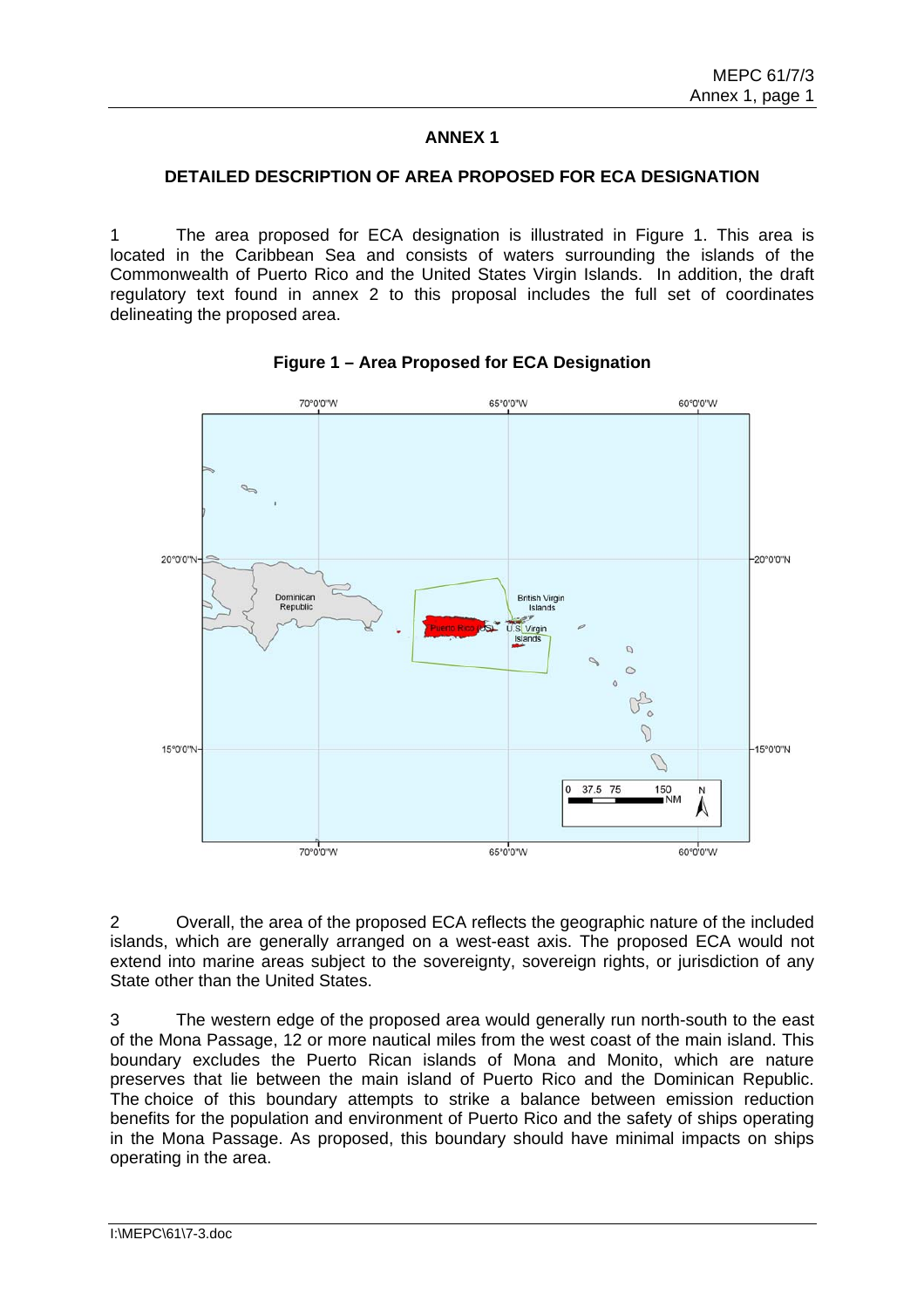# ANNEX 1

## DETAILED DESCRIPTION OF AREA PROPOSED FOR ECA DESIGNATION

1 The area proposed for ECA designation is illustrated in Figure 1. This area is located in the Caribbean Sea and consists of waters surrounding the islands of the Commonwealth of Puerto Rico and the United States Virgin Islands. In addition, the draft regulatory text found in annex 2 to this proposal includes the full set of coordinates delineating the proposed area.

**Figure 1 – Area Proposed for ECA Designation**

2 Overall, the area of the proposed ECA reflects the geographic nature of the included islands, which are generally arranged on a west-east axis. The proposed ECA would not extend into marine areas subject to the sovereignty, sovereign rights, or jurisdiction of any State other than the United States.

3 The western edge of the proposed area would generally run north-south to the east of the Mona Passage, 12 or more nautical miles from the west coast of the main island. This boundary excludes the Puerto Rican islands of Mona and Monito, which are nature preserves that lie between the main island of Puerto Rico and the Dominican Republic. The choice of this boundary attempts to strike a balance between emission reduction benefits for the population and environment of Puerto Rico and the safety of ships operating in the Mona Passage. As proposed, this boundary should have minimal impacts on ships operating in the area.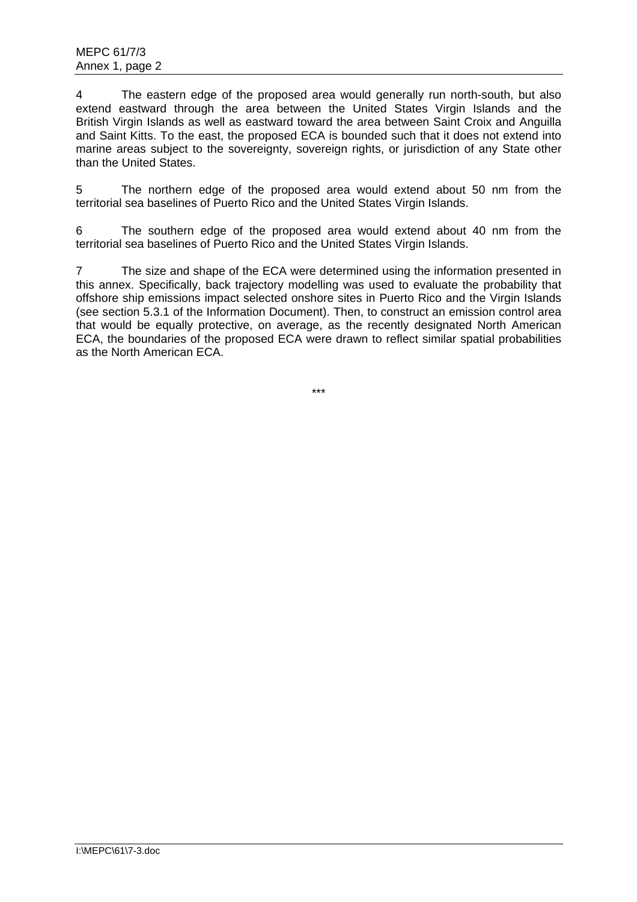4 The eastern edge of the proposed area would generally run north-south, but also extend eastward through the area between the United States Virgin Islands and the British Virgin Islands as well as eastward toward the area between Saint Croix and Anguilla and Saint Kitts. To the east, the proposed ECA is bounded such that it does not extend into marine areas subject to the sovereignty, sovereign rights, or jurisdiction of any State other than the United States.

5 The northern edge of the proposed area would extend about 50 nm from the territorial sea baselines of Puerto Rico and the United States Virgin Islands.

6 The southern edge of the proposed area would extend about 40 nm from the territorial sea baselines of Puerto Rico and the United States Virgin Islands.

7 The size and shape of the ECA were determined using the information presented in this annex. Specifically, back trajectory modelling was used to evaluate the probability that offshore ship emissions impact selected onshore sites in Puerto Rico and the Virgin Islands (see section 5.3.1 of the Information Document). Then, to construct an emission control area that would be equally protective, on average, as the recently designated North American ECA, the boundaries of the proposed ECA were drawn to reflect similar spatial probabilities as the North American ECA.

\*\*\*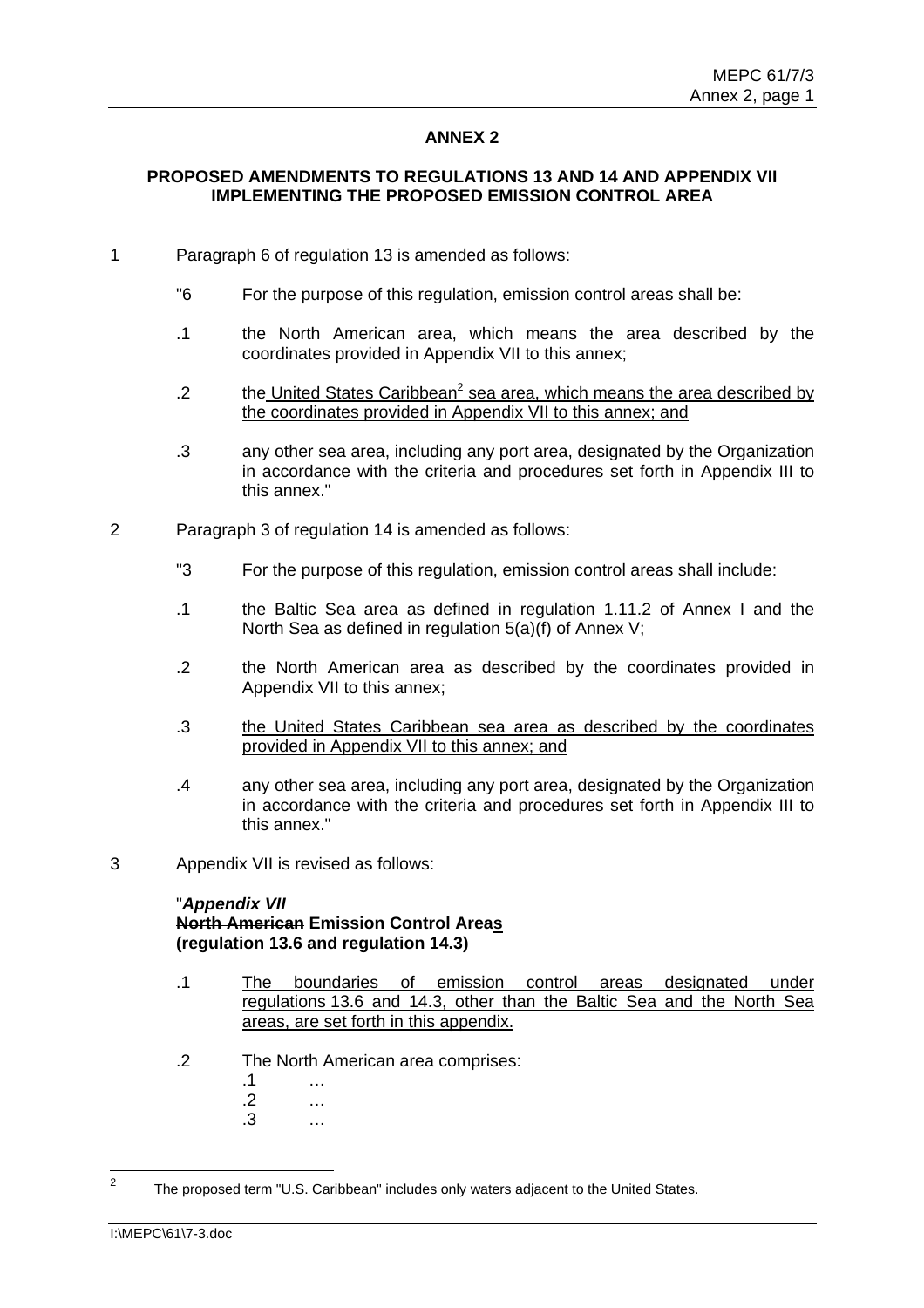# ANNEX 2

## PROPOSED AMENDMENTS TO REGULATIONS 13 AND 14 AND APPENDIX VII IMPLEMENTING THE PROPOSED EMISSION CONTROL AREA

1 Paragraph 6 of regulation 13 is amended as follows:

"6 For the purpose of this regulation, emission control areas shall be:

.1 the North American area, which means the area described by the coordinates provided in Appendix VII to this annex;

.2 the <u>United States Caribbean[2] sea area, which means the area described by the coordinates provided in Appendix VII to this annex; and</u>

.3 any other sea area, including any port area, designated by the Organization in accordance with the criteria and procedures set forth in Appendix III to this annex."

2 Paragraph 3 of regulation 14 is amended as follows:

"3 For the purpose of this regulation, emission control areas shall include:

.1 the Baltic Sea area as defined in regulation 1.11.2 of Annex I and the North Sea as defined in regulation 5(a)(f) of Annex V;

.2 the North American area as described by the coordinates provided in Appendix VII to this annex;

.3 <u>the United States Caribbean sea area as described by the coordinates provided in Appendix VII to this annex; and</u>

.4 any other sea area, including any port area, designated by the Organization in accordance with the criteria and procedures set forth in Appendix III to this annex."

3 Appendix VII is revised as follows:

"***Appendix VII***
**~~North American~~ Emission Control Area<u>s</u>**
**(regulation 13.6 and regulation 14.3)**

.1 <u>The boundaries of emission control areas designated under regulations 13.6 and 14.3, other than the Baltic Sea and the North Sea areas, are set forth in this appendix.</u>

.2 The North American area comprises:

.1 …
.2 …
.3 …

---

[2] The proposed term "U.S. Caribbean" includes only waters adjacent to the United States.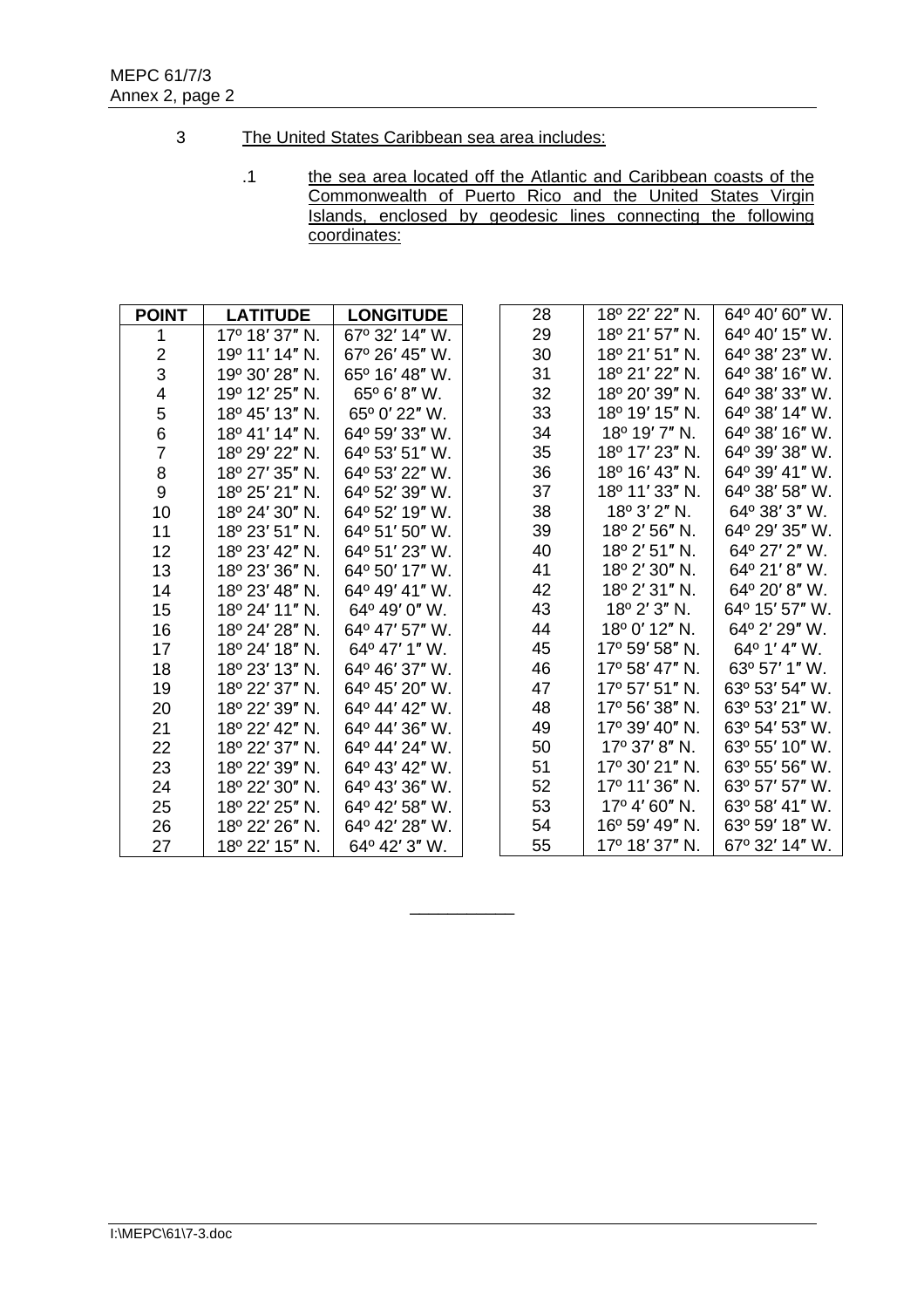3 The United States Caribbean sea area includes:

.1 the sea area located off the Atlantic and Caribbean coasts of the Commonwealth of Puerto Rico and the United States Virgin Islands, enclosed by geodesic lines connecting the following coordinates:

| POINT | LATITUDE | LONGITUDE |
|---|---|---|
| 1 | 17º 18′ 37″ N. | 67º 32′ 14″ W. |
| 2 | 19º 11′ 14″ N. | 67º 26′ 45″ W. |
| 3 | 19º 30′ 28″ N. | 65º 16′ 48″ W. |
| 4 | 19º 12′ 25″ N. | 65º 6′ 8″ W. |
| 5 | 18º 45′ 13″ N. | 65º 0′ 22″ W. |
| 6 | 18º 41′ 14″ N. | 64º 59′ 33″ W. |
| 7 | 18º 29′ 22″ N. | 64º 53′ 51″ W. |
| 8 | 18º 27′ 35″ N. | 64º 53′ 22″ W. |
| 9 | 18º 25′ 21″ N. | 64º 52′ 39″ W. |
| 10 | 18º 24′ 30″ N. | 64º 52′ 19″ W. |
| 11 | 18º 23′ 51″ N. | 64º 51′ 50″ W. |
| 12 | 18º 23′ 42″ N. | 64º 51′ 23″ W. |
| 13 | 18º 23′ 36″ N. | 64º 50′ 17″ W. |
| 14 | 18º 23′ 48″ N. | 64º 49′ 41″ W. |
| 15 | 18º 24′ 11″ N. | 64º 49′ 0″ W. |
| 16 | 18º 24′ 28″ N. | 64º 47′ 57″ W. |
| 17 | 18º 24′ 18″ N. | 64º 47′ 1″ W. |
| 18 | 18º 23′ 13″ N. | 64º 46′ 37″ W. |
| 19 | 18º 22′ 37″ N. | 64º 45′ 20″ W. |
| 20 | 18º 22′ 39″ N. | 64º 44′ 42″ W. |
| 21 | 18º 22′ 42″ N. | 64º 44′ 36″ W. |
| 22 | 18º 22′ 37″ N. | 64º 44′ 24″ W. |
| 23 | 18º 22′ 39″ N. | 64º 43′ 42″ W. |
| 24 | 18º 22′ 30″ N. | 64º 43′ 36″ W. |
| 25 | 18º 22′ 25″ N. | 64º 42′ 58″ W. |
| 26 | 18º 22′ 26″ N. | 64º 42′ 28″ W. |
| 27 | 18º 22′ 15″ N. | 64º 42′ 3″ W. |
| 28 | 18º 22′ 22″ N. | 64º 40′ 60″ W. |
| 29 | 18º 21′ 57″ N. | 64º 40′ 15″ W. |
| 30 | 18º 21′ 51″ N. | 64º 38′ 23″ W. |
| 31 | 18º 21′ 22″ N. | 64º 38′ 16″ W. |
| 32 | 18º 20′ 39″ N. | 64º 38′ 33″ W. |
| 33 | 18º 19′ 15″ N. | 64º 38′ 14″ W. |
| 34 | 18º 19′ 7″ N. | 64º 38′ 16″ W. |
| 35 | 18º 17′ 23″ N. | 64º 39′ 38″ W. |
| 36 | 18º 16′ 43″ N. | 64º 39′ 41″ W. |
| 37 | 18º 11′ 33″ N. | 64º 38′ 58″ W. |
| 38 | 18º 3′ 2″ N. | 64º 38′ 3″ W. |
| 39 | 18º 2′ 56″ N. | 64º 29′ 35″ W. |
| 40 | 18º 2′ 51″ N. | 64º 27′ 2″ W. |
| 41 | 18º 2′ 30″ N. | 64º 21′ 8″ W. |
| 42 | 18º 2′ 31″ N. | 64º 20′ 8″ W. |
| 43 | 18º 2′ 3″ N. | 64º 15′ 57″ W. |
| 44 | 18º 0′ 12″ N. | 64º 2′ 29″ W. |
| 45 | 17º 59′ 58″ N. | 64º 1′ 4″ W. |
| 46 | 17º 58′ 47″ N. | 63º 57′ 1″ W. |
| 47 | 17º 57′ 51″ N. | 63º 53′ 54″ W. |
| 48 | 17º 56′ 38″ N. | 63º 53′ 21″ W. |
| 49 | 17º 39′ 40″ N. | 63º 54′ 53″ W. |
| 50 | 17º 37′ 8″ N. | 63º 55′ 10″ W. |
| 51 | 17º 30′ 21″ N. | 63º 55′ 56″ W. |
| 52 | 17º 11′ 36″ N. | 63º 57′ 57″ W. |
| 53 | 17º 4′ 60″ N. | 63º 58′ 41″ W. |
| 54 | 16º 59′ 49″ N. | 63º 59′ 18″ W. |
| 55 | 17º 18′ 37″ N. | 67º 32′ 14″ W. |

___________